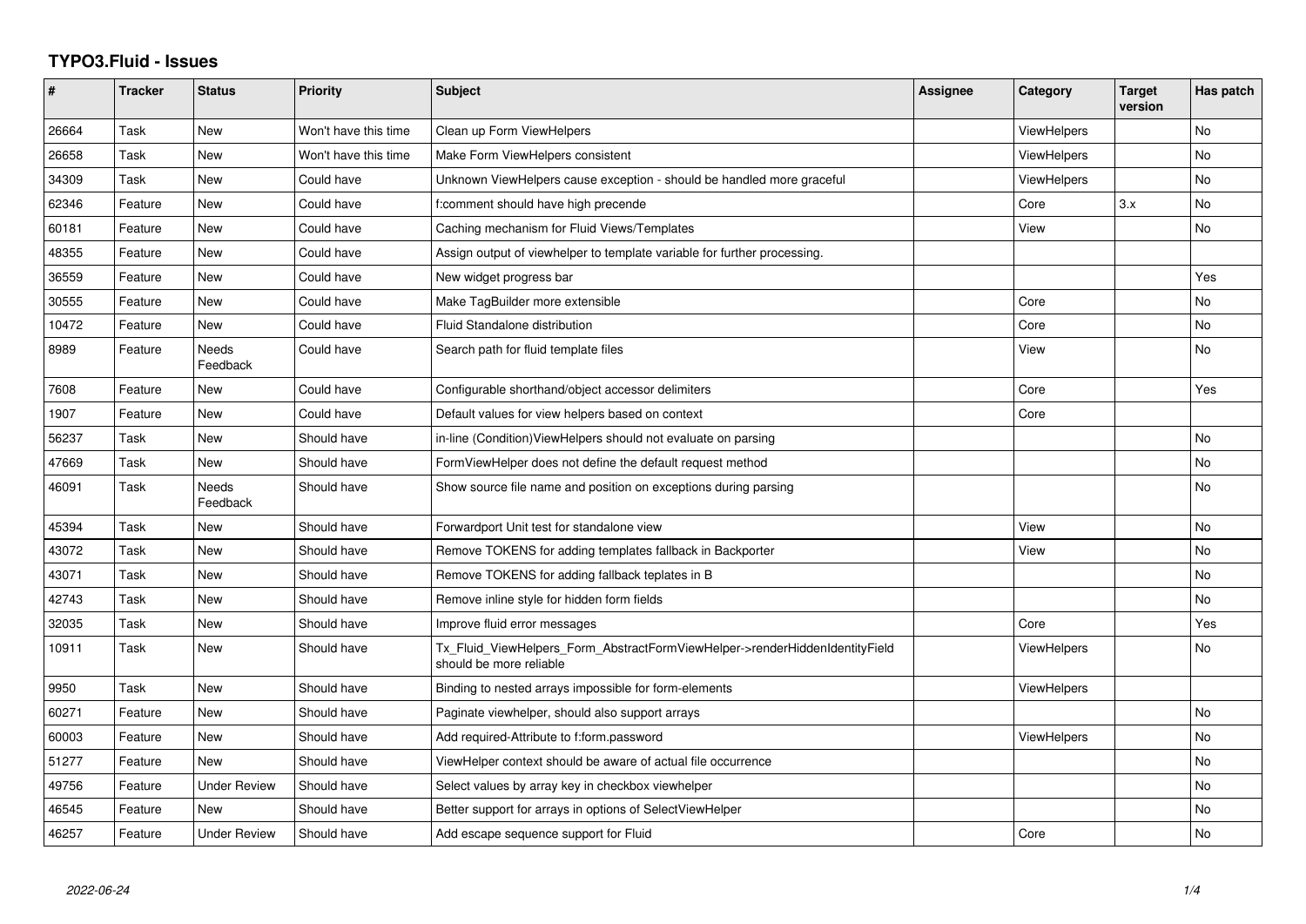# TYPO3.Fluid - Issues

| # | Tracker | Status | Priority | Subject | Assignee | Category | Target version | Has patch |
|---|---|---|---|---|---|---|---|---|
| 26664 | Task | New | Won't have this time | Clean up Form ViewHelpers | | ViewHelpers | | No |
| 26658 | Task | New | Won't have this time | Make Form ViewHelpers consistent | | ViewHelpers | | No |
| 34309 | Task | New | Could have | Unknown ViewHelpers cause exception - should be handled more graceful | | ViewHelpers | | No |
| 62346 | Feature | New | Could have | f:comment should have high precende | | Core | 3.x | No |
| 60181 | Feature | New | Could have | Caching mechanism for Fluid Views/Templates | | View | | No |
| 48355 | Feature | New | Could have | Assign output of viewhelper to template variable for further processing. | | | | |
| 36559 | Feature | New | Could have | New widget progress bar | | | | Yes |
| 30555 | Feature | New | Could have | Make TagBuilder more extensible | | Core | | No |
| 10472 | Feature | New | Could have | Fluid Standalone distribution | | Core | | No |
| 8989 | Feature | Needs Feedback | Could have | Search path for fluid template files | | View | | No |
| 7608 | Feature | New | Could have | Configurable shorthand/object accessor delimiters | | Core | | Yes |
| 1907 | Feature | New | Could have | Default values for view helpers based on context | | Core | | |
| 56237 | Task | New | Should have | in-line (Condition)ViewHelpers should not evaluate on parsing | | | | No |
| 47669 | Task | New | Should have | FormViewHelper does not define the default request method | | | | No |
| 46091 | Task | Needs Feedback | Should have | Show source file name and position on exceptions during parsing | | | | No |
| 45394 | Task | New | Should have | Forwardport Unit test for standalone view | | View | | No |
| 43072 | Task | New | Should have | Remove TOKENS for adding templates fallback in Backporter | | View | | No |
| 43071 | Task | New | Should have | Remove TOKENS for adding fallback teplates in B | | | | No |
| 42743 | Task | New | Should have | Remove inline style for hidden form fields | | | | No |
| 32035 | Task | New | Should have | Improve fluid error messages | | Core | | Yes |
| 10911 | Task | New | Should have | Tx_Fluid_ViewHelpers_Form_AbstractFormViewHelper->renderHiddenIdentityField should be more reliable | | ViewHelpers | | No |
| 9950 | Task | New | Should have | Binding to nested arrays impossible for form-elements | | ViewHelpers | | |
| 60271 | Feature | New | Should have | Paginate viewhelper, should also support arrays | | | | No |
| 60003 | Feature | New | Should have | Add required-Attribute to f:form.password | | ViewHelpers | | No |
| 51277 | Feature | New | Should have | ViewHelper context should be aware of actual file occurrence | | | | No |
| 49756 | Feature | Under Review | Should have | Select values by array key in checkbox viewhelper | | | | No |
| 46545 | Feature | New | Should have | Better support for arrays in options of SelectViewHelper | | | | No |
| 46257 | Feature | Under Review | Should have | Add escape sequence support for Fluid | | Core | | No |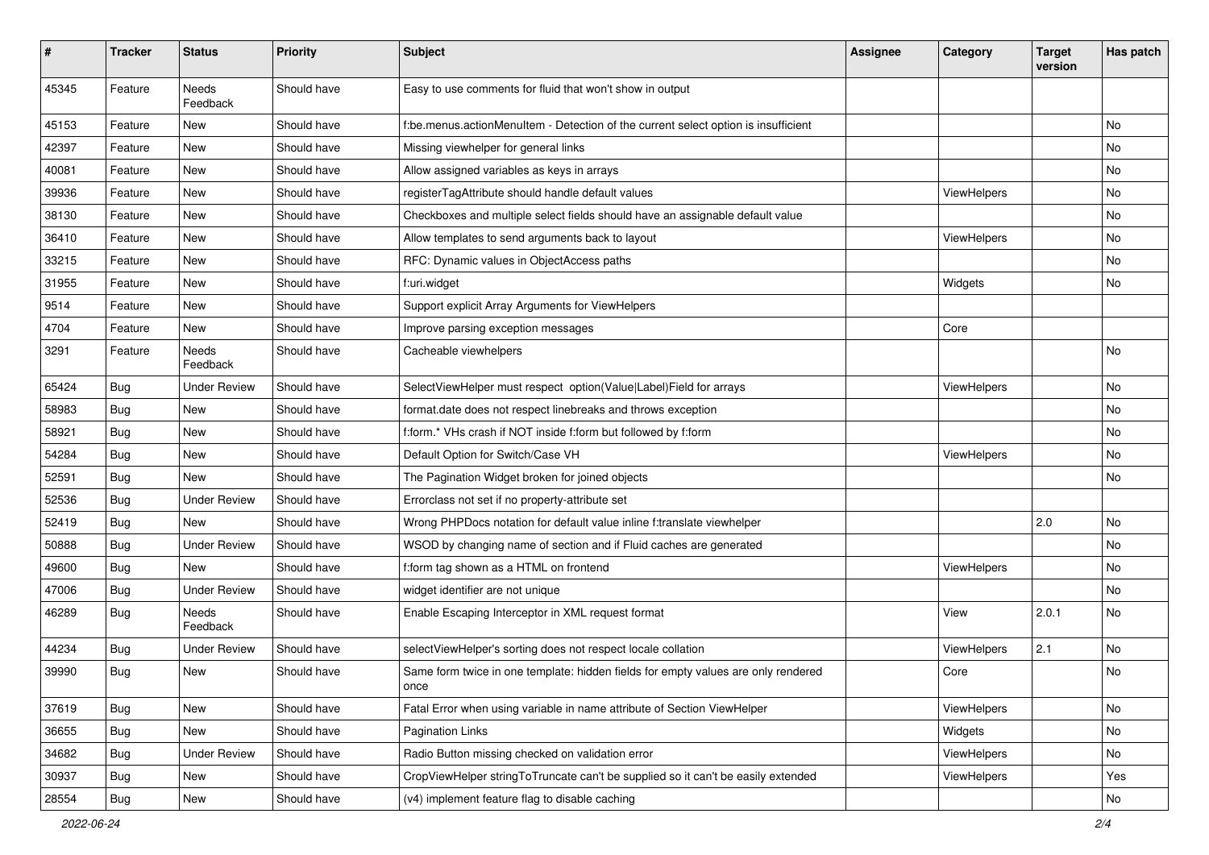| # | Tracker | Status | Priority | Subject | Assignee | Category | Target version | Has patch |
|---|---|---|---|---|---|---|---|---|
| 45345 | Feature | Needs Feedback | Should have | Easy to use comments for fluid that won't show in output | | | | |
| 45153 | Feature | New | Should have | f:be.menus.actionMenuItem - Detection of the current select option is insufficient | | | | No |
| 42397 | Feature | New | Should have | Missing viewhelper for general links | | | | No |
| 40081 | Feature | New | Should have | Allow assigned variables as keys in arrays | | | | No |
| 39936 | Feature | New | Should have | registerTagAttribute should handle default values | | ViewHelpers | | No |
| 38130 | Feature | New | Should have | Checkboxes and multiple select fields should have an assignable default value | | | | No |
| 36410 | Feature | New | Should have | Allow templates to send arguments back to layout | | ViewHelpers | | No |
| 33215 | Feature | New | Should have | RFC: Dynamic values in ObjectAccess paths | | | | No |
| 31955 | Feature | New | Should have | f:uri.widget | | Widgets | | No |
| 9514 | Feature | New | Should have | Support explicit Array Arguments for ViewHelpers | | | | |
| 4704 | Feature | New | Should have | Improve parsing exception messages | | Core | | |
| 3291 | Feature | Needs Feedback | Should have | Cacheable viewhelpers | | | | No |
| 65424 | Bug | Under Review | Should have | SelectViewHelper must respect option(Value\|Label)Field for arrays | | ViewHelpers | | No |
| 58983 | Bug | New | Should have | format.date does not respect linebreaks and throws exception | | | | No |
| 58921 | Bug | New | Should have | f:form.* VHs crash if NOT inside f:form but followed by f:form | | | | No |
| 54284 | Bug | New | Should have | Default Option for Switch/Case VH | | ViewHelpers | | No |
| 52591 | Bug | New | Should have | The Pagination Widget broken for joined objects | | | | No |
| 52536 | Bug | Under Review | Should have | Errorclass not set if no property-attribute set | | | | |
| 52419 | Bug | New | Should have | Wrong PHPDocs notation for default value inline f:translate viewhelper | | | 2.0 | No |
| 50888 | Bug | Under Review | Should have | WSOD by changing name of section and if Fluid caches are generated | | | | No |
| 49600 | Bug | New | Should have | f:form tag shown as a HTML on frontend | | ViewHelpers | | No |
| 47006 | Bug | Under Review | Should have | widget identifier are not unique | | | | No |
| 46289 | Bug | Needs Feedback | Should have | Enable Escaping Interceptor in XML request format | | View | 2.0.1 | No |
| 44234 | Bug | Under Review | Should have | selectViewHelper's sorting does not respect locale collation | | ViewHelpers | 2.1 | No |
| 39990 | Bug | New | Should have | Same form twice in one template: hidden fields for empty values are only rendered once | | Core | | No |
| 37619 | Bug | New | Should have | Fatal Error when using variable in name attribute of Section ViewHelper | | ViewHelpers | | No |
| 36655 | Bug | New | Should have | Pagination Links | | Widgets | | No |
| 34682 | Bug | Under Review | Should have | Radio Button missing checked on validation error | | ViewHelpers | | No |
| 30937 | Bug | New | Should have | CropViewHelper stringToTruncate can't be supplied so it can't be easily extended | | ViewHelpers | | Yes |
| 28554 | Bug | New | Should have | (v4) implement feature flag to disable caching | | | | No |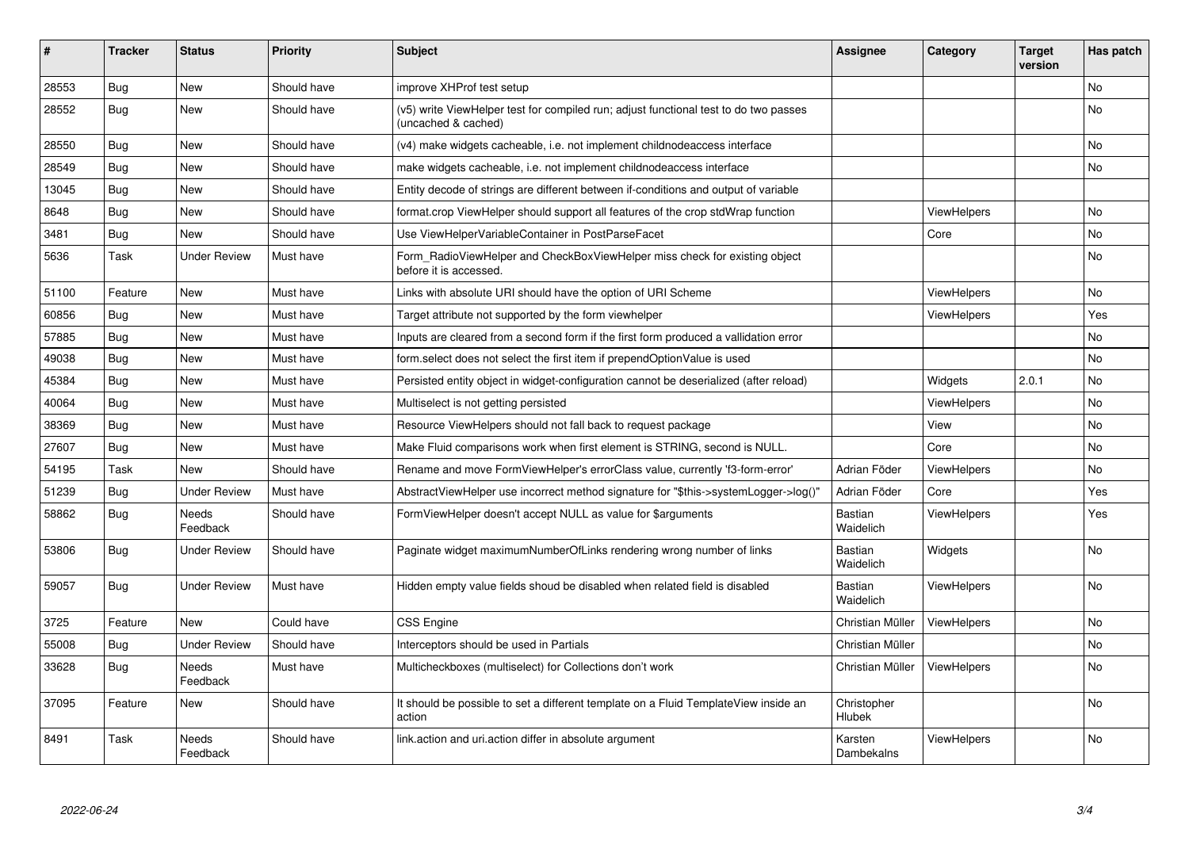| # | Tracker | Status | Priority | Subject | Assignee | Category | Target version | Has patch |
|---|---|---|---|---|---|---|---|---|
| 28553 | Bug | New | Should have | improve XHProf test setup | | | | No |
| 28552 | Bug | New | Should have | (v5) write ViewHelper test for compiled run; adjust functional test to do two passes (uncached & cached) | | | | No |
| 28550 | Bug | New | Should have | (v4) make widgets cacheable, i.e. not implement childnodeaccess interface | | | | No |
| 28549 | Bug | New | Should have | make widgets cacheable, i.e. not implement childnodeaccess interface | | | | No |
| 13045 | Bug | New | Should have | Entity decode of strings are different between if-conditions and output of variable | | | | |
| 8648 | Bug | New | Should have | format.crop ViewHelper should support all features of the crop stdWrap function | | ViewHelpers | | No |
| 3481 | Bug | New | Should have | Use ViewHelperVariableContainer in PostParseFacet | | Core | | No |
| 5636 | Task | Under Review | Must have | Form_RadioViewHelper and CheckBoxViewHelper miss check for existing object before it is accessed. | | | | No |
| 51100 | Feature | New | Must have | Links with absolute URI should have the option of URI Scheme | | ViewHelpers | | No |
| 60856 | Bug | New | Must have | Target attribute not supported by the form viewhelper | | ViewHelpers | | Yes |
| 57885 | Bug | New | Must have | Inputs are cleared from a second form if the first form produced a vallidation error | | | | No |
| 49038 | Bug | New | Must have | form.select does not select the first item if prependOptionValue is used | | | | No |
| 45384 | Bug | New | Must have | Persisted entity object in widget-configuration cannot be deserialized (after reload) | | Widgets | 2.0.1 | No |
| 40064 | Bug | New | Must have | Multiselect is not getting persisted | | ViewHelpers | | No |
| 38369 | Bug | New | Must have | Resource ViewHelpers should not fall back to request package | | View | | No |
| 27607 | Bug | New | Must have | Make Fluid comparisons work when first element is STRING, second is NULL. | | Core | | No |
| 54195 | Task | New | Should have | Rename and move FormViewHelper's errorClass value, currently 'f3-form-error' | Adrian Föder | ViewHelpers | | No |
| 51239 | Bug | Under Review | Must have | AbstractViewHelper use incorrect method signature for "$this->systemLogger->log()" | Adrian Föder | Core | | Yes |
| 58862 | Bug | Needs Feedback | Should have | FormViewHelper doesn't accept NULL as value for $arguments | Bastian Waidelich | ViewHelpers | | Yes |
| 53806 | Bug | Under Review | Should have | Paginate widget maximumNumberOfLinks rendering wrong number of links | Bastian Waidelich | Widgets | | No |
| 59057 | Bug | Under Review | Must have | Hidden empty value fields shoud be disabled when related field is disabled | Bastian Waidelich | ViewHelpers | | No |
| 3725 | Feature | New | Could have | CSS Engine | Christian Müller | ViewHelpers | | No |
| 55008 | Bug | Under Review | Should have | Interceptors should be used in Partials | Christian Müller | | | No |
| 33628 | Bug | Needs Feedback | Must have | Multicheckboxes (multiselect) for Collections don't work | Christian Müller | ViewHelpers | | No |
| 37095 | Feature | New | Should have | It should be possible to set a different template on a Fluid TemplateView inside an action | Christopher Hlubek | | | No |
| 8491 | Task | Needs Feedback | Should have | link.action and uri.action differ in absolute argument | Karsten Dambekalns | ViewHelpers | | No |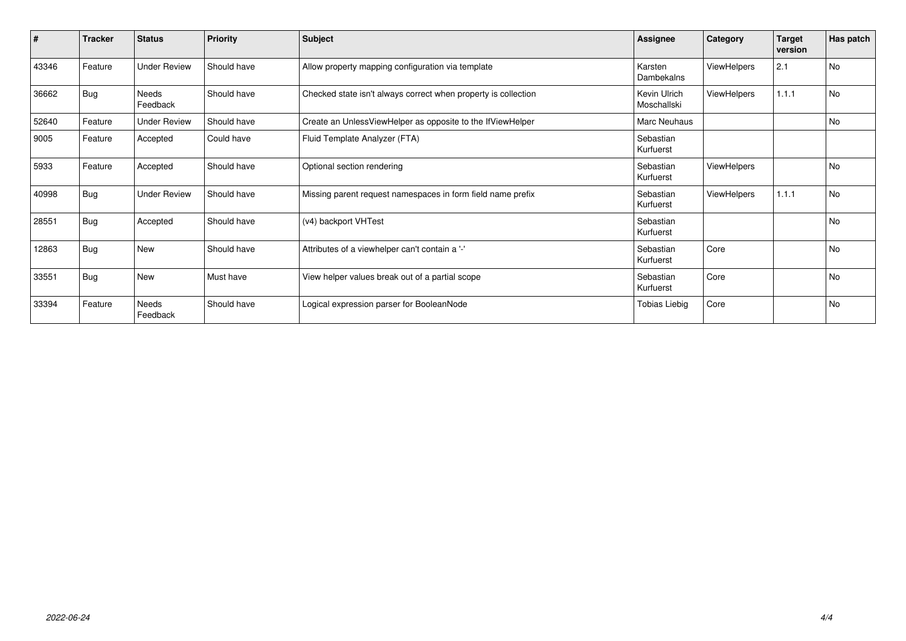| # | Tracker | Status | Priority | Subject | Assignee | Category | Target version | Has patch |
|---|---|---|---|---|---|---|---|---|
| 43346 | Feature | Under Review | Should have | Allow property mapping configuration via template | Karsten Dambekalns | ViewHelpers | 2.1 | No |
| 36662 | Bug | Needs Feedback | Should have | Checked state isn't always correct when property is collection | Kevin Ulrich Moschallski | ViewHelpers | 1.1.1 | No |
| 52640 | Feature | Under Review | Should have | Create an UnlessViewHelper as opposite to the IfViewHelper | Marc Neuhaus | | | No |
| 9005 | Feature | Accepted | Could have | Fluid Template Analyzer (FTA) | Sebastian Kurfuerst | | | |
| 5933 | Feature | Accepted | Should have | Optional section rendering | Sebastian Kurfuerst | ViewHelpers | | No |
| 40998 | Bug | Under Review | Should have | Missing parent request namespaces in form field name prefix | Sebastian Kurfuerst | ViewHelpers | 1.1.1 | No |
| 28551 | Bug | Accepted | Should have | (v4) backport VHTest | Sebastian Kurfuerst | | | No |
| 12863 | Bug | New | Should have | Attributes of a viewhelper can't contain a '-' | Sebastian Kurfuerst | Core | | No |
| 33551 | Bug | New | Must have | View helper values break out of a partial scope | Sebastian Kurfuerst | Core | | No |
| 33394 | Feature | Needs Feedback | Should have | Logical expression parser for BooleanNode | Tobias Liebig | Core | | No |

2022-06-24